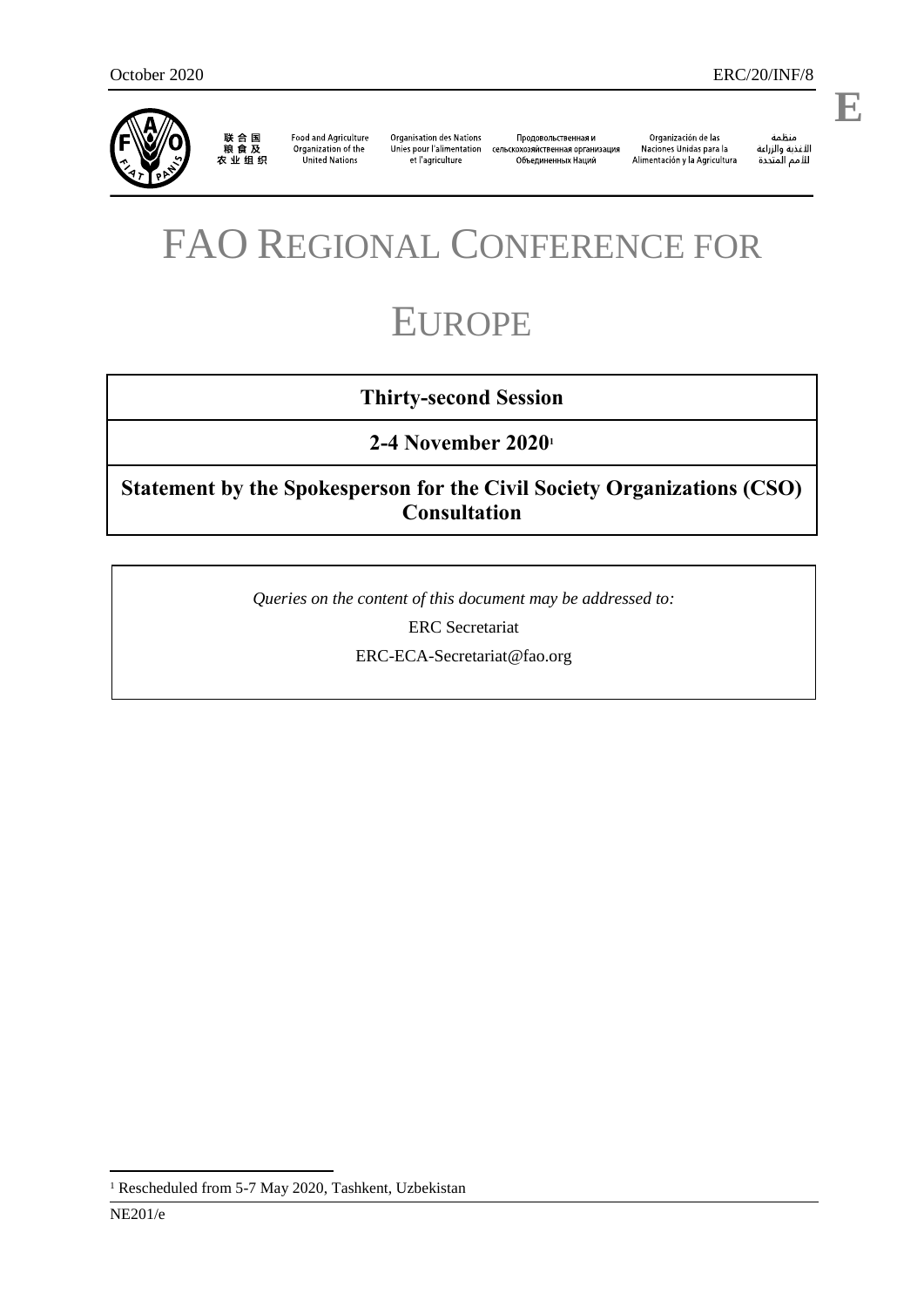October 2020 ERC/20/INF/8

**E**

联合国粮食及农业组织 | Food and Agriculture Organization of the United Nations | Organisation des Nations Unies pour l'alimentation et l'agriculture | Продовольственная и сельскохозяйственная организация Объединенных Наций | Organización de las Naciones Unidas para la Alimentación y la Agricultura | منظمة الأغذية والزراعة للأمم المتحدة

# FAO REGIONAL CONFERENCE FOR EUROPE

## Thirty-second Session

## 2-4 November 2020[1]

## Statement by the Spokesperson for the Civil Society Organizations (CSO) Consultation

*Queries on the content of this document may be addressed to:*

ERC Secretariat

ERC-ECA-Secretariat@fao.org

[1] Rescheduled from 5-7 May 2020, Tashkent, Uzbekistan

NE201/e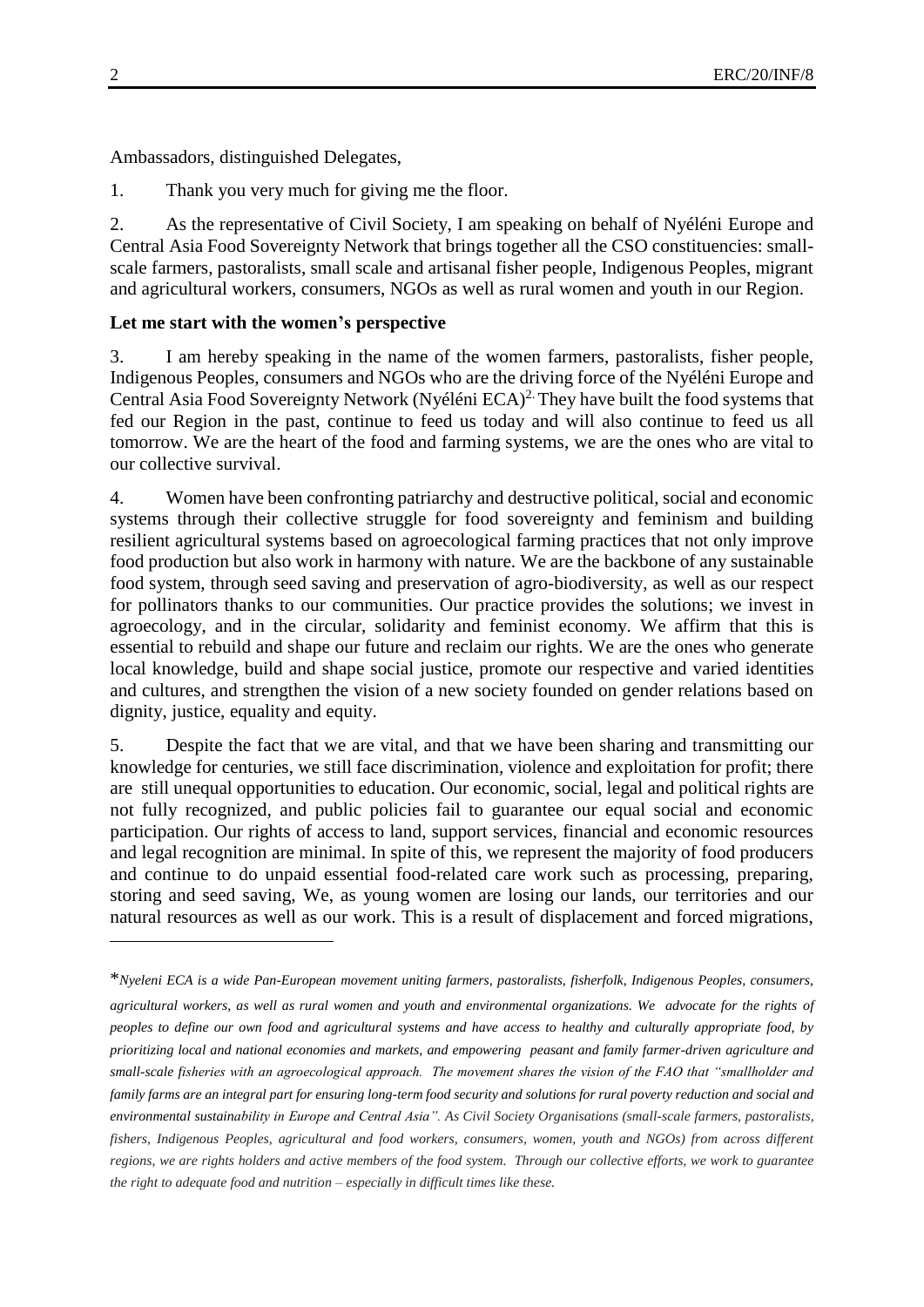Ambassadors, distinguished Delegates,

1. Thank you very much for giving me the floor.

2. As the representative of Civil Society, I am speaking on behalf of Nyéléni Europe and Central Asia Food Sovereignty Network that brings together all the CSO constituencies: small-scale farmers, pastoralists, small scale and artisanal fisher people, Indigenous Peoples, migrant and agricultural workers, consumers, NGOs as well as rural women and youth in our Region.

**Let me start with the women's perspective**

3. I am hereby speaking in the name of the women farmers, pastoralists, fisher people, Indigenous Peoples, consumers and NGOs who are the driving force of the Nyéléni Europe and Central Asia Food Sovereignty Network (Nyéléni ECA)[2.] They have built the food systems that fed our Region in the past, continue to feed us today and will also continue to feed us all tomorrow. We are the heart of the food and farming systems, we are the ones who are vital to our collective survival.

4. Women have been confronting patriarchy and destructive political, social and economic systems through their collective struggle for food sovereignty and feminism and building resilient agricultural systems based on agroecological farming practices that not only improve food production but also work in harmony with nature. We are the backbone of any sustainable food system, through seed saving and preservation of agro-biodiversity, as well as our respect for pollinators thanks to our communities. Our practice provides the solutions; we invest in agroecology, and in the circular, solidarity and feminist economy. We affirm that this is essential to rebuild and shape our future and reclaim our rights. We are the ones who generate local knowledge, build and shape social justice, promote our respective and varied identities and cultures, and strengthen the vision of a new society founded on gender relations based on dignity, justice, equality and equity.

5. Despite the fact that we are vital, and that we have been sharing and transmitting our knowledge for centuries, we still face discrimination, violence and exploitation for profit; there are still unequal opportunities to education. Our economic, social, legal and political rights are not fully recognized, and public policies fail to guarantee our equal social and economic participation. Our rights of access to land, support services, financial and economic resources and legal recognition are minimal. In spite of this, we represent the majority of food producers and continue to do unpaid essential food-related care work such as processing, preparing, storing and seed saving, We, as young women are losing our lands, our territories and our natural resources as well as our work. This is a result of displacement and forced migrations,

---

**Nyeleni ECA is a wide Pan-European movement uniting farmers, pastoralists, fisherfolk, Indigenous Peoples, consumers, agricultural workers, as well as rural women and youth and environmental organizations. We advocate for the rights of peoples to define our own food and agricultural systems and have access to healthy and culturally appropriate food, by prioritizing local and national economies and markets, and empowering peasant and family farmer-driven agriculture and small-scale fisheries with an agroecological approach. The movement shares the vision of the FAO that "smallholder and family farms are an integral part for ensuring long-term food security and solutions for rural poverty reduction and social and environmental sustainability in Europe and Central Asia". As Civil Society Organisations (small-scale farmers, pastoralists, fishers, Indigenous Peoples, agricultural and food workers, consumers, women, youth and NGOs) from across different regions, we are rights holders and active members of the food system. Through our collective efforts, we work to guarantee the right to adequate food and nutrition – especially in difficult times like these.*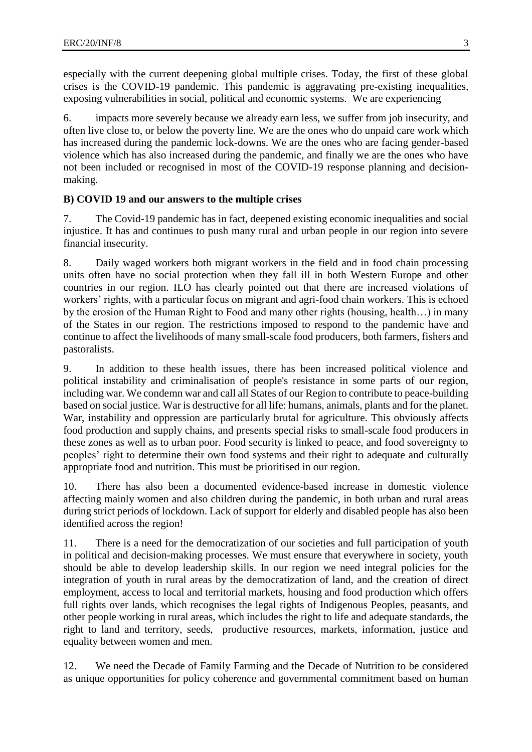especially with the current deepening global multiple crises. Today, the first of these global crises is the COVID-19 pandemic. This pandemic is aggravating pre-existing inequalities, exposing vulnerabilities in social, political and economic systems. We are experiencing

6. impacts more severely because we already earn less, we suffer from job insecurity, and often live close to, or below the poverty line. We are the ones who do unpaid care work which has increased during the pandemic lock-downs. We are the ones who are facing gender-based violence which has also increased during the pandemic, and finally we are the ones who have not been included or recognised in most of the COVID-19 response planning and decision-making.

### B) COVID 19 and our answers to the multiple crises

7. The Covid-19 pandemic has in fact, deepened existing economic inequalities and social injustice. It has and continues to push many rural and urban people in our region into severe financial insecurity.

8. Daily waged workers both migrant workers in the field and in food chain processing units often have no social protection when they fall ill in both Western Europe and other countries in our region. ILO has clearly pointed out that there are increased violations of workers' rights, with a particular focus on migrant and agri-food chain workers. This is echoed by the erosion of the Human Right to Food and many other rights (housing, health…) in many of the States in our region. The restrictions imposed to respond to the pandemic have and continue to affect the livelihoods of many small-scale food producers, both farmers, fishers and pastoralists.

9. In addition to these health issues, there has been increased political violence and political instability and criminalisation of people's resistance in some parts of our region, including war. We condemn war and call all States of our Region to contribute to peace-building based on social justice. War is destructive for all life: humans, animals, plants and for the planet. War, instability and oppression are particularly brutal for agriculture. This obviously affects food production and supply chains, and presents special risks to small-scale food producers in these zones as well as to urban poor. Food security is linked to peace, and food sovereignty to peoples' right to determine their own food systems and their right to adequate and culturally appropriate food and nutrition. This must be prioritised in our region.

10. There has also been a documented evidence-based increase in domestic violence affecting mainly women and also children during the pandemic, in both urban and rural areas during strict periods of lockdown. Lack of support for elderly and disabled people has also been identified across the region!

11. There is a need for the democratization of our societies and full participation of youth in political and decision-making processes. We must ensure that everywhere in society, youth should be able to develop leadership skills. In our region we need integral policies for the integration of youth in rural areas by the democratization of land, and the creation of direct employment, access to local and territorial markets, housing and food production which offers full rights over lands, which recognises the legal rights of Indigenous Peoples, peasants, and other people working in rural areas, which includes the right to life and adequate standards, the right to land and territory, seeds, productive resources, markets, information, justice and equality between women and men.

12. We need the Decade of Family Farming and the Decade of Nutrition to be considered as unique opportunities for policy coherence and governmental commitment based on human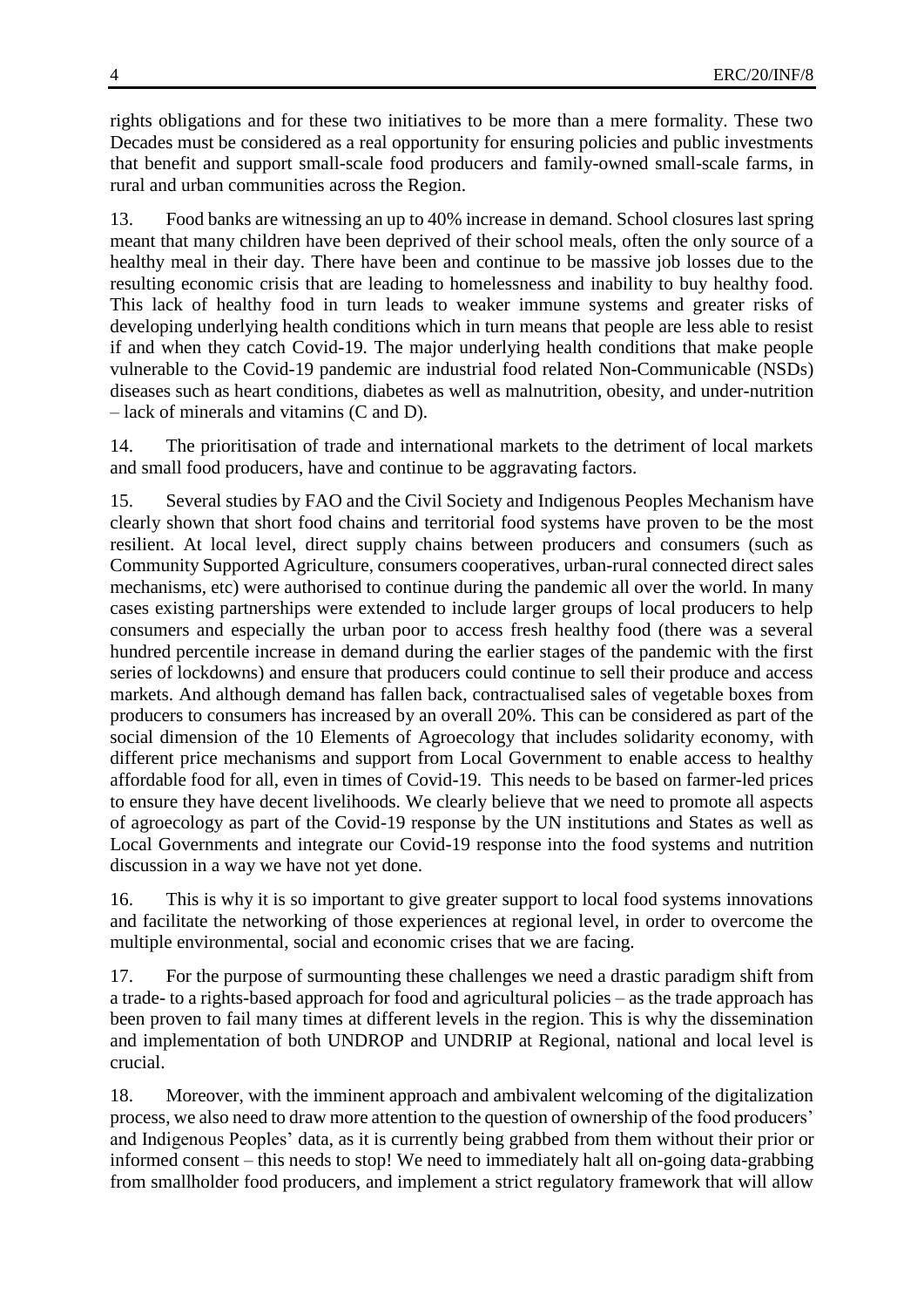rights obligations and for these two initiatives to be more than a mere formality. These two Decades must be considered as a real opportunity for ensuring policies and public investments that benefit and support small-scale food producers and family-owned small-scale farms, in rural and urban communities across the Region.

13. Food banks are witnessing an up to 40% increase in demand. School closures last spring meant that many children have been deprived of their school meals, often the only source of a healthy meal in their day. There have been and continue to be massive job losses due to the resulting economic crisis that are leading to homelessness and inability to buy healthy food. This lack of healthy food in turn leads to weaker immune systems and greater risks of developing underlying health conditions which in turn means that people are less able to resist if and when they catch Covid-19. The major underlying health conditions that make people vulnerable to the Covid-19 pandemic are industrial food related Non-Communicable (NSDs) diseases such as heart conditions, diabetes as well as malnutrition, obesity, and under-nutrition – lack of minerals and vitamins (C and D).

14. The prioritisation of trade and international markets to the detriment of local markets and small food producers, have and continue to be aggravating factors.

15. Several studies by FAO and the Civil Society and Indigenous Peoples Mechanism have clearly shown that short food chains and territorial food systems have proven to be the most resilient. At local level, direct supply chains between producers and consumers (such as Community Supported Agriculture, consumers cooperatives, urban-rural connected direct sales mechanisms, etc) were authorised to continue during the pandemic all over the world. In many cases existing partnerships were extended to include larger groups of local producers to help consumers and especially the urban poor to access fresh healthy food (there was a several hundred percentile increase in demand during the earlier stages of the pandemic with the first series of lockdowns) and ensure that producers could continue to sell their produce and access markets. And although demand has fallen back, contractualised sales of vegetable boxes from producers to consumers has increased by an overall 20%. This can be considered as part of the social dimension of the 10 Elements of Agroecology that includes solidarity economy, with different price mechanisms and support from Local Government to enable access to healthy affordable food for all, even in times of Covid-19. This needs to be based on farmer-led prices to ensure they have decent livelihoods. We clearly believe that we need to promote all aspects of agroecology as part of the Covid-19 response by the UN institutions and States as well as Local Governments and integrate our Covid-19 response into the food systems and nutrition discussion in a way we have not yet done.

16. This is why it is so important to give greater support to local food systems innovations and facilitate the networking of those experiences at regional level, in order to overcome the multiple environmental, social and economic crises that we are facing.

17. For the purpose of surmounting these challenges we need a drastic paradigm shift from a trade- to a rights-based approach for food and agricultural policies – as the trade approach has been proven to fail many times at different levels in the region. This is why the dissemination and implementation of both UNDROP and UNDRIP at Regional, national and local level is crucial.

18. Moreover, with the imminent approach and ambivalent welcoming of the digitalization process, we also need to draw more attention to the question of ownership of the food producers' and Indigenous Peoples' data, as it is currently being grabbed from them without their prior or informed consent – this needs to stop! We need to immediately halt all on-going data-grabbing from smallholder food producers, and implement a strict regulatory framework that will allow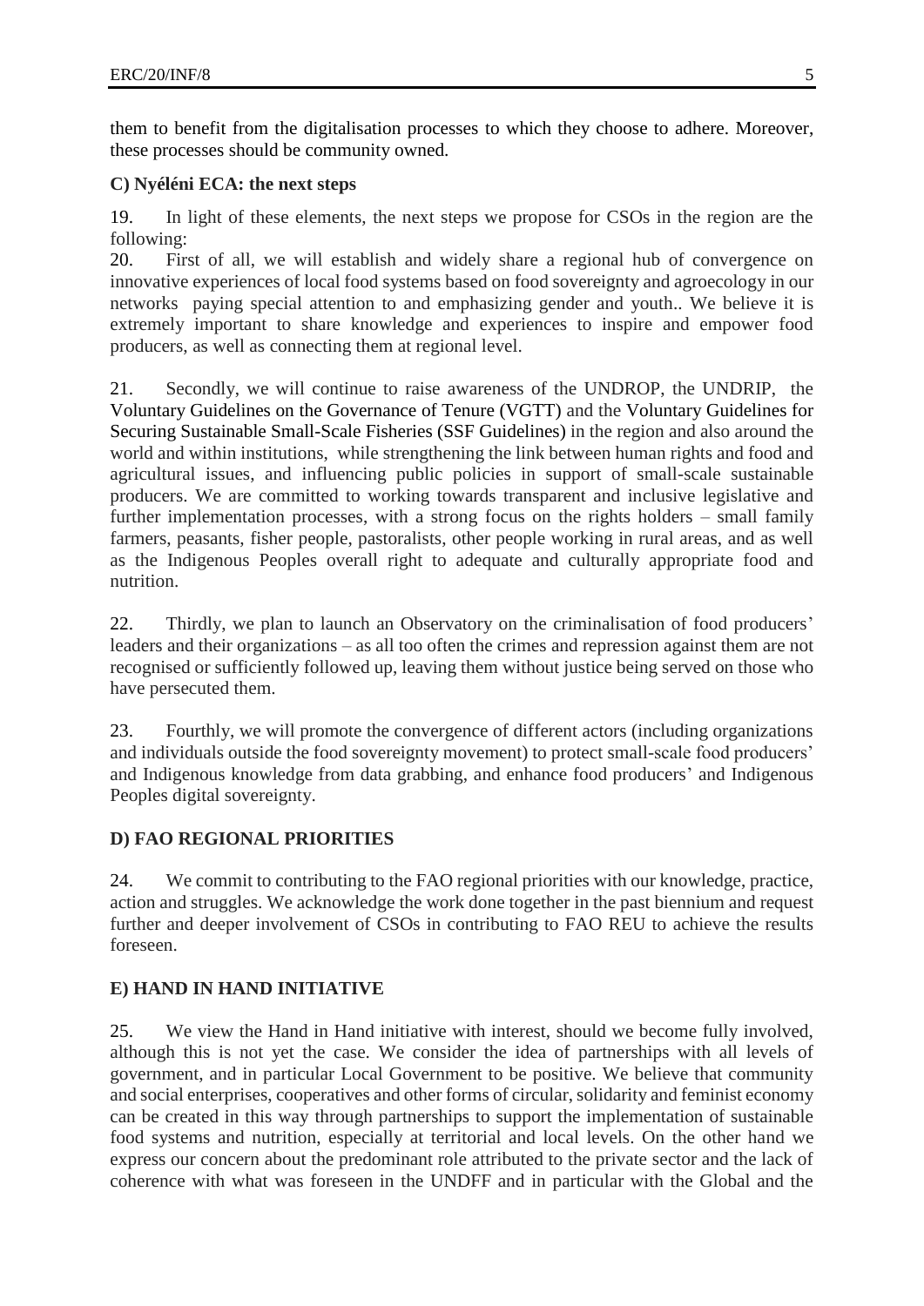them to benefit from the digitalisation processes to which they choose to adhere. Moreover, these processes should be community owned.

### C) Nyéléni ECA: the next steps

19. In light of these elements, the next steps we propose for CSOs in the region are the following:

20. First of all, we will establish and widely share a regional hub of convergence on innovative experiences of local food systems based on food sovereignty and agroecology in our networks paying special attention to and emphasizing gender and youth.. We believe it is extremely important to share knowledge and experiences to inspire and empower food producers, as well as connecting them at regional level.

21. Secondly, we will continue to raise awareness of the UNDROP, the UNDRIP, the Voluntary Guidelines on the Governance of Tenure (VGTT) and the Voluntary Guidelines for Securing Sustainable Small-Scale Fisheries (SSF Guidelines) in the region and also around the world and within institutions, while strengthening the link between human rights and food and agricultural issues, and influencing public policies in support of small-scale sustainable producers. We are committed to working towards transparent and inclusive legislative and further implementation processes, with a strong focus on the rights holders – small family farmers, peasants, fisher people, pastoralists, other people working in rural areas, and as well as the Indigenous Peoples overall right to adequate and culturally appropriate food and nutrition.

22. Thirdly, we plan to launch an Observatory on the criminalisation of food producers' leaders and their organizations – as all too often the crimes and repression against them are not recognised or sufficiently followed up, leaving them without justice being served on those who have persecuted them.

23. Fourthly, we will promote the convergence of different actors (including organizations and individuals outside the food sovereignty movement) to protect small-scale food producers' and Indigenous knowledge from data grabbing, and enhance food producers' and Indigenous Peoples digital sovereignty.

### D) FAO REGIONAL PRIORITIES

24. We commit to contributing to the FAO regional priorities with our knowledge, practice, action and struggles. We acknowledge the work done together in the past biennium and request further and deeper involvement of CSOs in contributing to FAO REU to achieve the results foreseen.

### E) HAND IN HAND INITIATIVE

25. We view the Hand in Hand initiative with interest, should we become fully involved, although this is not yet the case. We consider the idea of partnerships with all levels of government, and in particular Local Government to be positive. We believe that community and social enterprises, cooperatives and other forms of circular, solidarity and feminist economy can be created in this way through partnerships to support the implementation of sustainable food systems and nutrition, especially at territorial and local levels. On the other hand we express our concern about the predominant role attributed to the private sector and the lack of coherence with what was foreseen in the UNDFF and in particular with the Global and the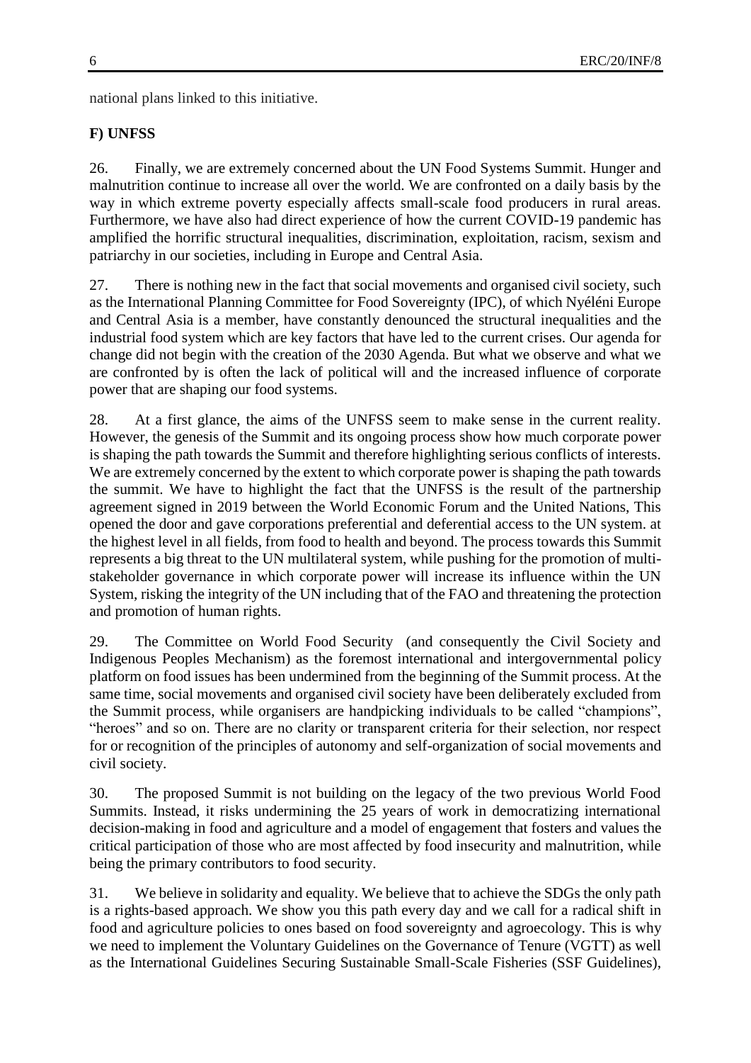national plans linked to this initiative.

**F) UNFSS**

26. Finally, we are extremely concerned about the UN Food Systems Summit. Hunger and malnutrition continue to increase all over the world. We are confronted on a daily basis by the way in which extreme poverty especially affects small-scale food producers in rural areas. Furthermore, we have also had direct experience of how the current COVID-19 pandemic has amplified the horrific structural inequalities, discrimination, exploitation, racism, sexism and patriarchy in our societies, including in Europe and Central Asia.

27. There is nothing new in the fact that social movements and organised civil society, such as the International Planning Committee for Food Sovereignty (IPC), of which Nyéléni Europe and Central Asia is a member, have constantly denounced the structural inequalities and the industrial food system which are key factors that have led to the current crises. Our agenda for change did not begin with the creation of the 2030 Agenda. But what we observe and what we are confronted by is often the lack of political will and the increased influence of corporate power that are shaping our food systems.

28. At a first glance, the aims of the UNFSS seem to make sense in the current reality. However, the genesis of the Summit and its ongoing process show how much corporate power is shaping the path towards the Summit and therefore highlighting serious conflicts of interests. We are extremely concerned by the extent to which corporate power is shaping the path towards the summit. We have to highlight the fact that the UNFSS is the result of the partnership agreement signed in 2019 between the World Economic Forum and the United Nations, This opened the door and gave corporations preferential and deferential access to the UN system. at the highest level in all fields, from food to health and beyond. The process towards this Summit represents a big threat to the UN multilateral system, while pushing for the promotion of multi-stakeholder governance in which corporate power will increase its influence within the UN System, risking the integrity of the UN including that of the FAO and threatening the protection and promotion of human rights.

29. The Committee on World Food Security (and consequently the Civil Society and Indigenous Peoples Mechanism) as the foremost international and intergovernmental policy platform on food issues has been undermined from the beginning of the Summit process. At the same time, social movements and organised civil society have been deliberately excluded from the Summit process, while organisers are handpicking individuals to be called "champions", "heroes" and so on. There are no clarity or transparent criteria for their selection, nor respect for or recognition of the principles of autonomy and self-organization of social movements and civil society.

30. The proposed Summit is not building on the legacy of the two previous World Food Summits. Instead, it risks undermining the 25 years of work in democratizing international decision-making in food and agriculture and a model of engagement that fosters and values the critical participation of those who are most affected by food insecurity and malnutrition, while being the primary contributors to food security.

31. We believe in solidarity and equality. We believe that to achieve the SDGs the only path is a rights-based approach. We show you this path every day and we call for a radical shift in food and agriculture policies to ones based on food sovereignty and agroecology. This is why we need to implement the Voluntary Guidelines on the Governance of Tenure (VGTT) as well as the International Guidelines Securing Sustainable Small-Scale Fisheries (SSF Guidelines),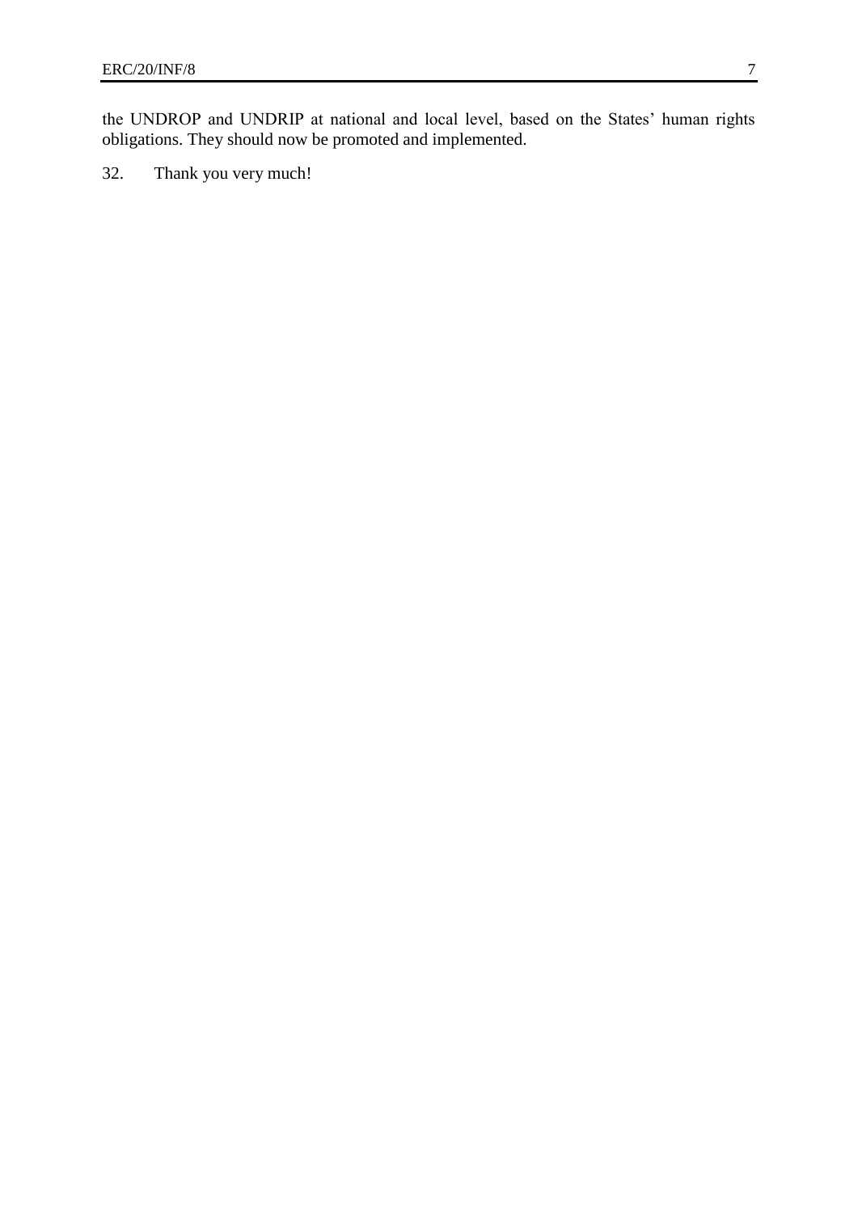the UNDROP and UNDRIP at national and local level, based on the States' human rights obligations. They should now be promoted and implemented.

32. Thank you very much!